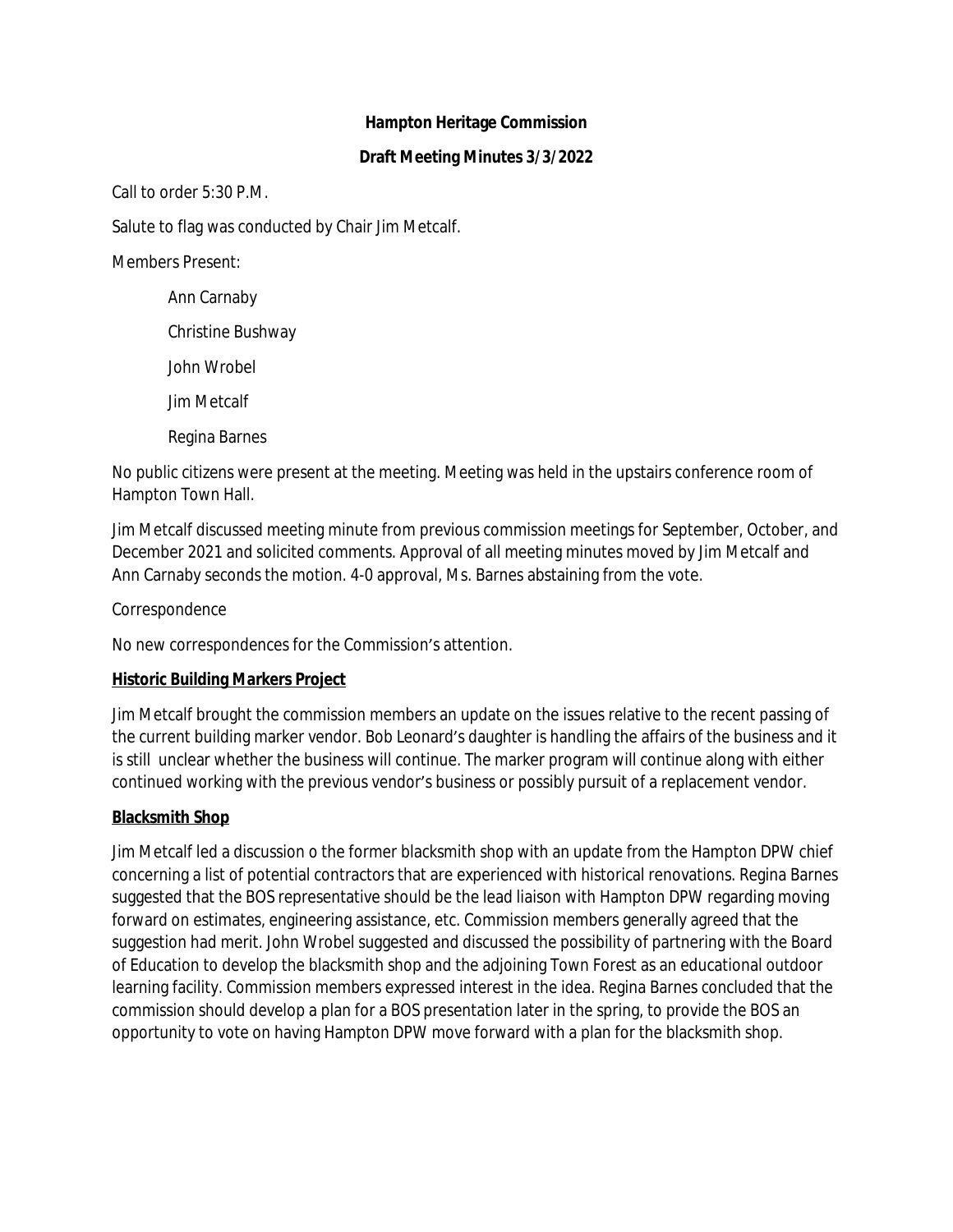**Hampton Heritage Commission**

**Draft Meeting Minutes 3/3/2022**

Call to order 5:30 P.M.

Salute to flag was conducted by Chair Jim Metcalf.

Members Present:

- Ann Carnaby
- Christine Bushway
- John Wrobel
- Jim Metcalf
- Regina Barnes

No public citizens were present at the meeting. Meeting was held in the upstairs conference room of Hampton Town Hall.

Jim Metcalf discussed meeting minute from previous commission meetings for September, October, and December 2021 and solicited comments. Approval of all meeting minutes moved by Jim Metcalf and Ann Carnaby seconds the motion. 4-0 approval, Ms. Barnes abstaining from the vote.

Correspondence

No new correspondences for the Commission's attention.

**Historic Building Markers Project**

Jim Metcalf brought the commission members an update on the issues relative to the recent passing of the current building marker vendor. Bob Leonard's daughter is handling the affairs of the business and it is still unclear whether the business will continue. The marker program will continue along with either continued working with the previous vendor's business or possibly pursuit of a replacement vendor.

**Blacksmith Shop**

Jim Metcalf led a discussion o the former blacksmith shop with an update from the Hampton DPW chief concerning a list of potential contractors that are experienced with historical renovations. Regina Barnes suggested that the BOS representative should be the lead liaison with Hampton DPW regarding moving forward on estimates, engineering assistance, etc. Commission members generally agreed that the suggestion had merit. John Wrobel suggested and discussed the possibility of partnering with the Board of Education to develop the blacksmith shop and the adjoining Town Forest as an educational outdoor learning facility. Commission members expressed interest in the idea. Regina Barnes concluded that the commission should develop a plan for a BOS presentation later in the spring, to provide the BOS an opportunity to vote on having Hampton DPW move forward with a plan for the blacksmith shop.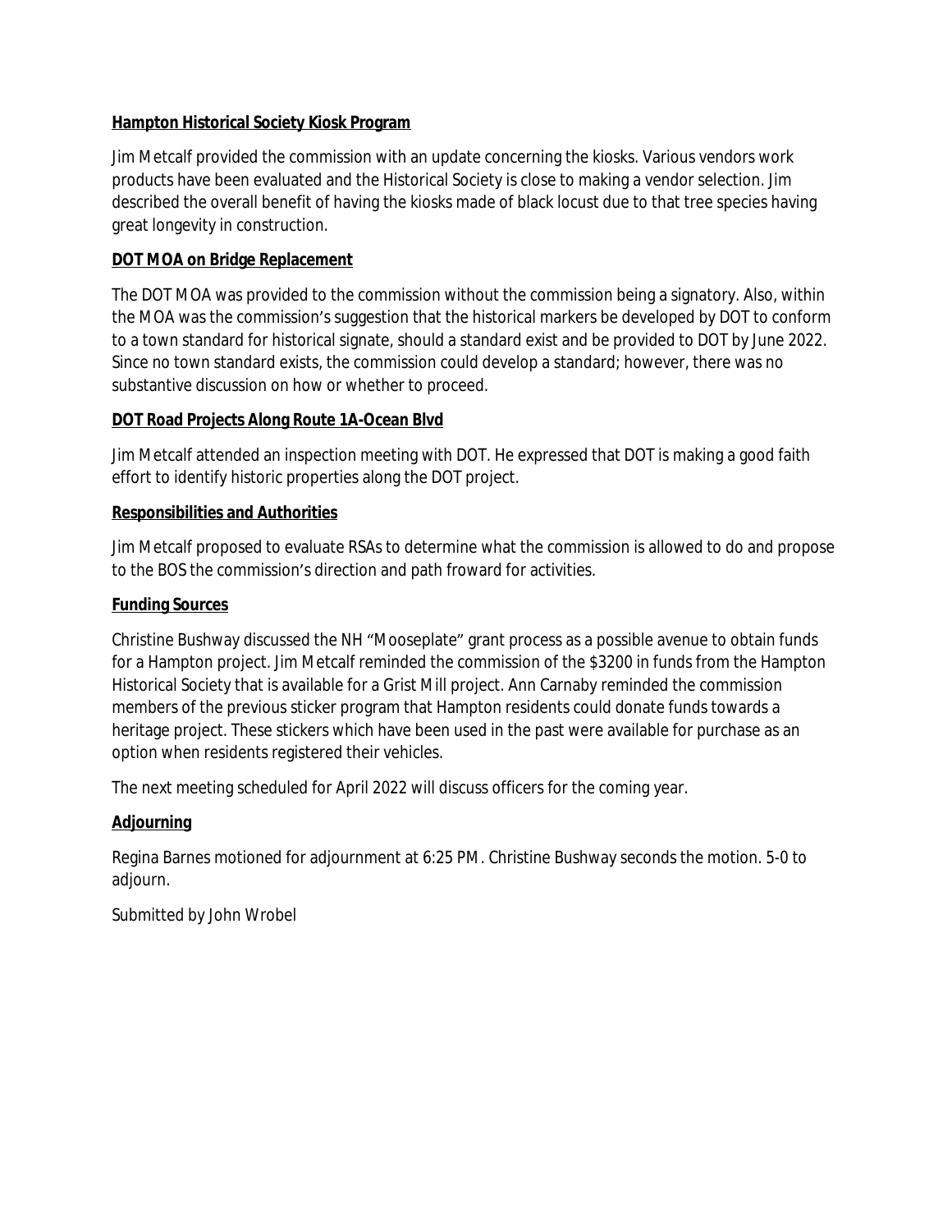**Hampton Historical Society Kiosk Program**

Jim Metcalf provided the commission with an update concerning the kiosks. Various vendors work products have been evaluated and the Historical Society is close to making a vendor selection. Jim described the overall benefit of having the kiosks made of black locust due to that tree species having great longevity in construction.

**DOT MOA on Bridge Replacement**

The DOT MOA was provided to the commission without the commission being a signatory. Also, within the MOA was the commission's suggestion that the historical markers be developed by DOT to conform to a town standard for historical signate, should a standard exist and be provided to DOT by June 2022. Since no town standard exists, the commission could develop a standard; however, there was no substantive discussion on how or whether to proceed.

**DOT Road Projects Along Route 1A-Ocean Blvd**

Jim Metcalf attended an inspection meeting with DOT. He expressed that DOT is making a good faith effort to identify historic properties along the DOT project.

**Responsibilities and Authorities**

Jim Metcalf proposed to evaluate RSAs to determine what the commission is allowed to do and propose to the BOS the commission's direction and path froward for activities.

**Funding Sources**

Christine Bushway discussed the NH "Mooseplate" grant process as a possible avenue to obtain funds for a Hampton project. Jim Metcalf reminded the commission of the $3200 in funds from the Hampton Historical Society that is available for a Grist Mill project. Ann Carnaby reminded the commission members of the previous sticker program that Hampton residents could donate funds towards a heritage project. These stickers which have been used in the past were available for purchase as an option when residents registered their vehicles.

The next meeting scheduled for April 2022 will discuss officers for the coming year.

**Adjourning**

Regina Barnes motioned for adjournment at 6:25 PM. Christine Bushway seconds the motion. 5-0 to adjourn.

Submitted by John Wrobel